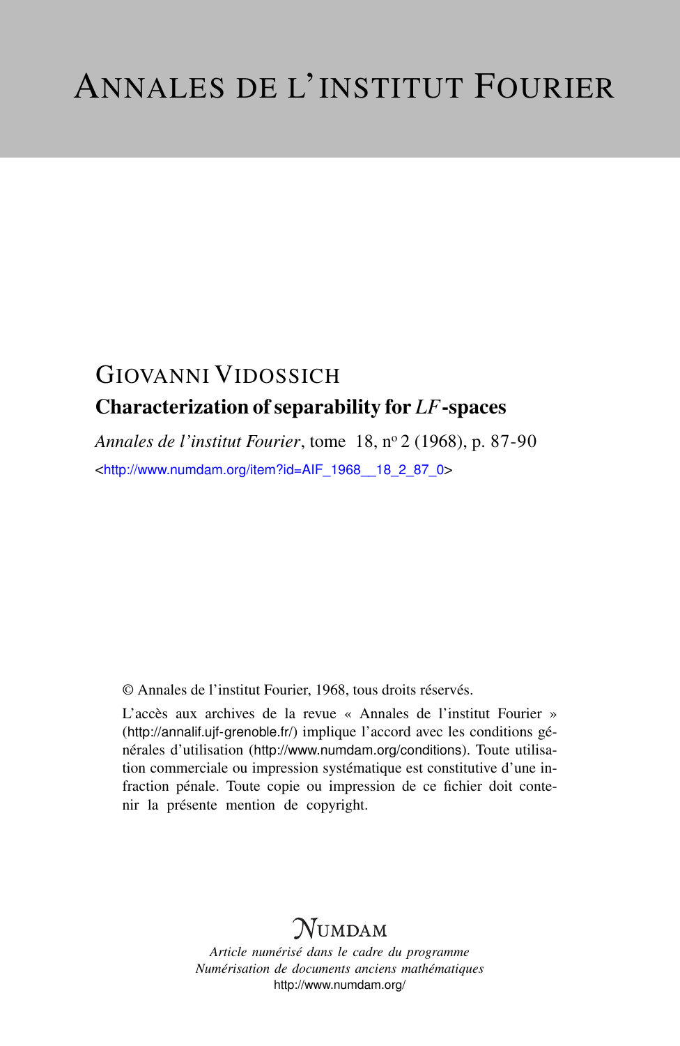# ANNALES DE L'INSTITUT FOURIER

GIOVANNI VIDOSSICH

## Characterization of separability for *LF*-spaces

*Annales de l'institut Fourier*, tome 18, nº 2 (1968), p. 87-90

<http://www.numdam.org/item?id=AIF_1968__18_2_87_0>

© Annales de l'institut Fourier, 1968, tous droits réservés.

L'accès aux archives de la revue « Annales de l'institut Fourier » (http://annalif.ujf-grenoble.fr/) implique l'accord avec les conditions générales d'utilisation (http://www.numdam.org/conditions). Toute utilisation commerciale ou impression systématique est constitutive d'une infraction pénale. Toute copie ou impression de ce fichier doit contenir la présente mention de copyright.

NUMDAM

*Article numérisé dans le cadre du programme*
*Numérisation de documents anciens mathématiques*
http://www.numdam.org/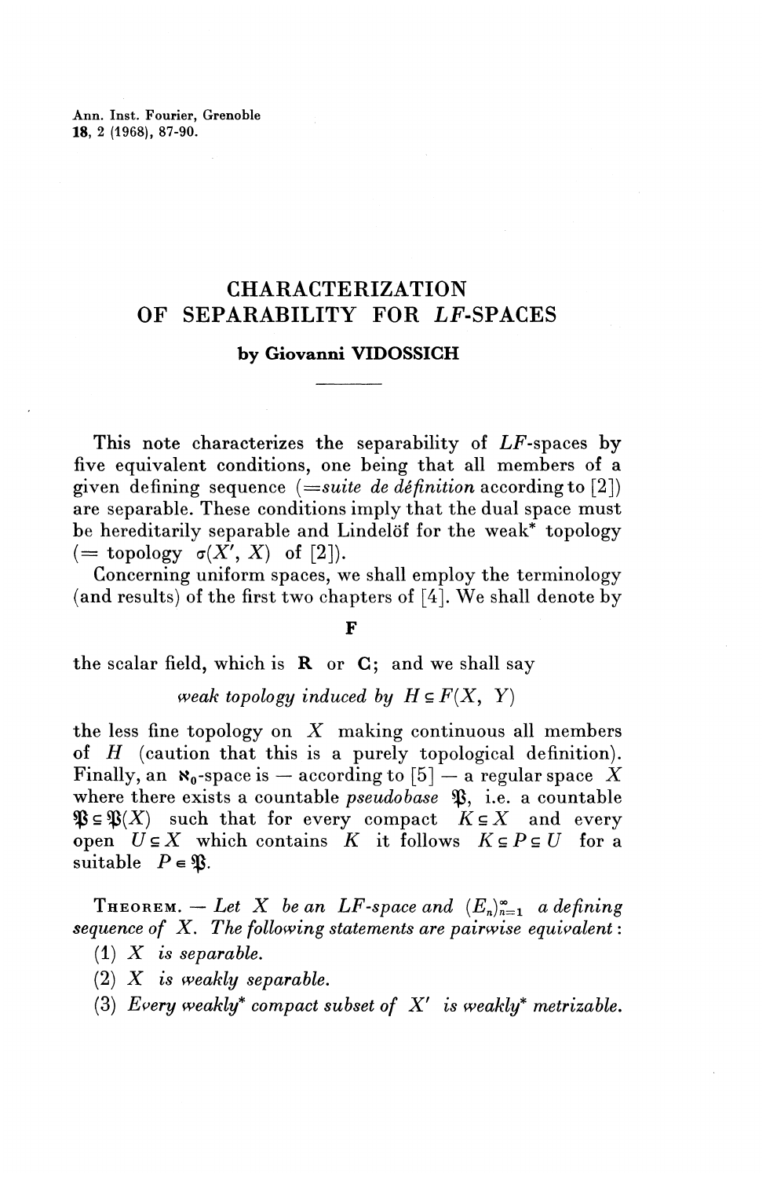# CHARACTERIZATION OF SEPARABILITY FOR *LF*-SPACES

**by Giovanni VIDOSSICH**

This note characterizes the separability of $LF$-spaces by five equivalent conditions, one being that all members of a given defining sequence (=*suite de définition* according to [2]) are separable. These conditions imply that the dual space must be hereditarily separable and Lindelöf for the weak* topology (= topology $\sigma(X', X)$ of [2]).

Concerning uniform spaces, we shall employ the terminology (and results) of the first two chapters of [4]. We shall denote by

$$\mathbf{F}$$

the scalar field, which is $\mathbf{R}$ or $\mathbf{C}$; and we shall say

*weak topology induced by* $H \subseteq F(X, Y)$

the less fine topology on $X$ making continuous all members of $H$ (caution that this is a purely topological definition). Finally, an $\aleph_0$-space is — according to [5] — a regular space $X$ where there exists a countable *pseudobase* $\mathfrak{P}$, i.e. a countable $\mathfrak{P} \subseteq \mathfrak{P}(X)$ such that for every compact $K \subseteq X$ and every open $U \subseteq X$ which contains $K$ it follows $K \subseteq P \subseteq U$ for a suitable $P \in \mathfrak{P}$.

THEOREM. — *Let $X$ be an $LF$-space and $(E_n)_{n=1}^{\infty}$ a defining sequence of $X$. The following statements are pairwise equivalent :*

(1) *$X$ is separable.*

(2) *$X$ is weakly separable.*

(3) *Every weakly* compact subset of $X'$ is weakly* metrizable.*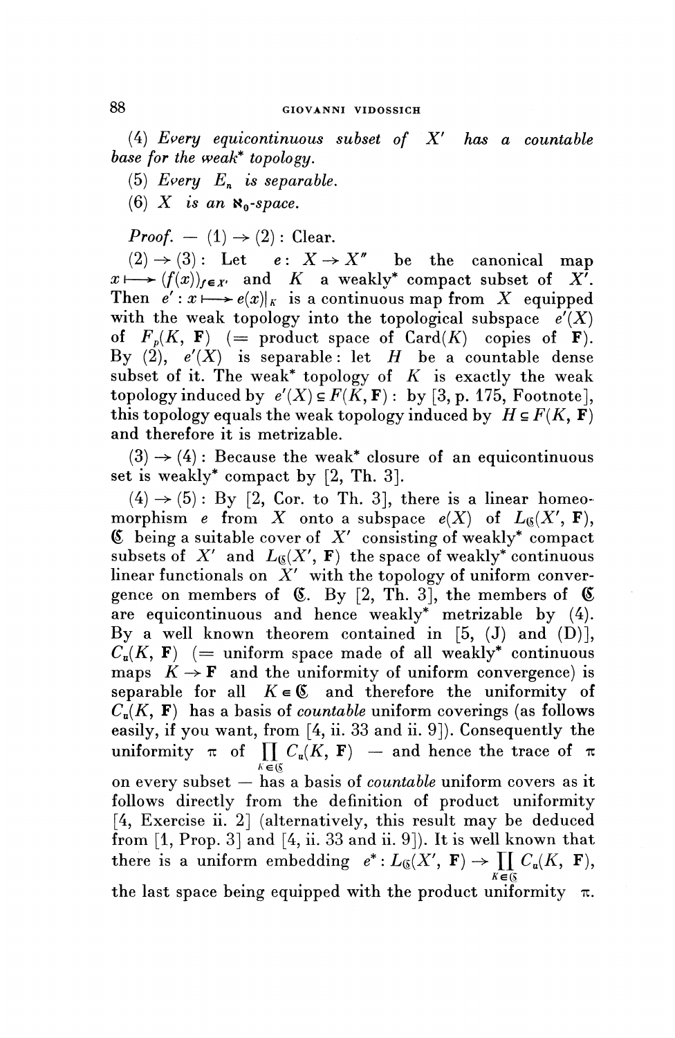(4) *Every equicontinuous subset of* $X'$ *has a countable base for the weak\* topology.*

(5) *Every* $E_n$ *is separable.*

(6) $X$ *is an* $\aleph_0$*-space.*

*Proof.* — (1) $\to$ (2) : Clear.

(2) $\to$ (3) : Let $e : X \to X''$ be the canonical map $x \longmapsto (f(x))_{f \in X'}$ and $K$ a weakly\* compact subset of $X'$. Then $e' : x \longmapsto e(x)|_K$ is a continuous map from $X$ equipped with the weak topology into the topological subspace $e'(X)$ of $F_p(K, \mathbf{F})$ (= product space of Card$(K)$ copies of $\mathbf{F}$). By (2), $e'(X)$ is separable: let $H$ be a countable dense subset of it. The weak\* topology of $K$ is exactly the weak topology induced by $e'(X) \subseteq F(K, \mathbf{F})$ : by [3, p. 175, Footnote], this topology equals the weak topology induced by $H \subseteq F(K, \mathbf{F})$ and therefore it is metrizable.

(3) $\to$ (4) : Because the weak\* closure of an equicontinuous set is weakly\* compact by [2, Th. 3].

(4) $\to$ (5) : By [2, Cor. to Th. 3], there is a linear homeomorphism $e$ from $X$ onto a subspace $e(X)$ of $L_{\mathfrak{S}}(X', \mathbf{F})$, $\mathfrak{S}$ being a suitable cover of $X'$ consisting of weakly\* compact subsets of $X'$ and $L_{\mathfrak{S}}(X', \mathbf{F})$ the space of weakly\* continuous linear functionals on $X'$ with the topology of uniform convergence on members of $\mathfrak{S}$. By [2, Th. 3], the members of $\mathfrak{S}$ are equicontinuous and hence weakly\* metrizable by (4). By a well known theorem contained in [5, (J) and (D)], $C_u(K, \mathbf{F})$ (= uniform space made of all weakly\* continuous maps $K \to \mathbf{F}$ and the uniformity of uniform convergence) is separable for all $K \in \mathfrak{S}$ and therefore the uniformity of $C_u(K, \mathbf{F})$ has a basis of *countable* uniform coverings (as follows easily, if you want, from [4, ii. 33 and ii. 9]). Consequently the uniformity $\pi$ of $\prod_{K \in \mathfrak{S}} C_u(K, \mathbf{F})$ — and hence the trace of $\pi$ on every subset — has a basis of *countable* uniform covers as it follows directly from the definition of product uniformity [4, Exercise ii. 2] (alternatively, this result may be deduced from [1, Prop. 3] and [4, ii. 33 and ii. 9]). It is well known that there is a uniform embedding $e^* : L_{\mathfrak{S}}(X', \mathbf{F}) \to \prod_{K \in \mathfrak{S}} C_u(K, \mathbf{F})$, the last space being equipped with the product uniformity $\pi$.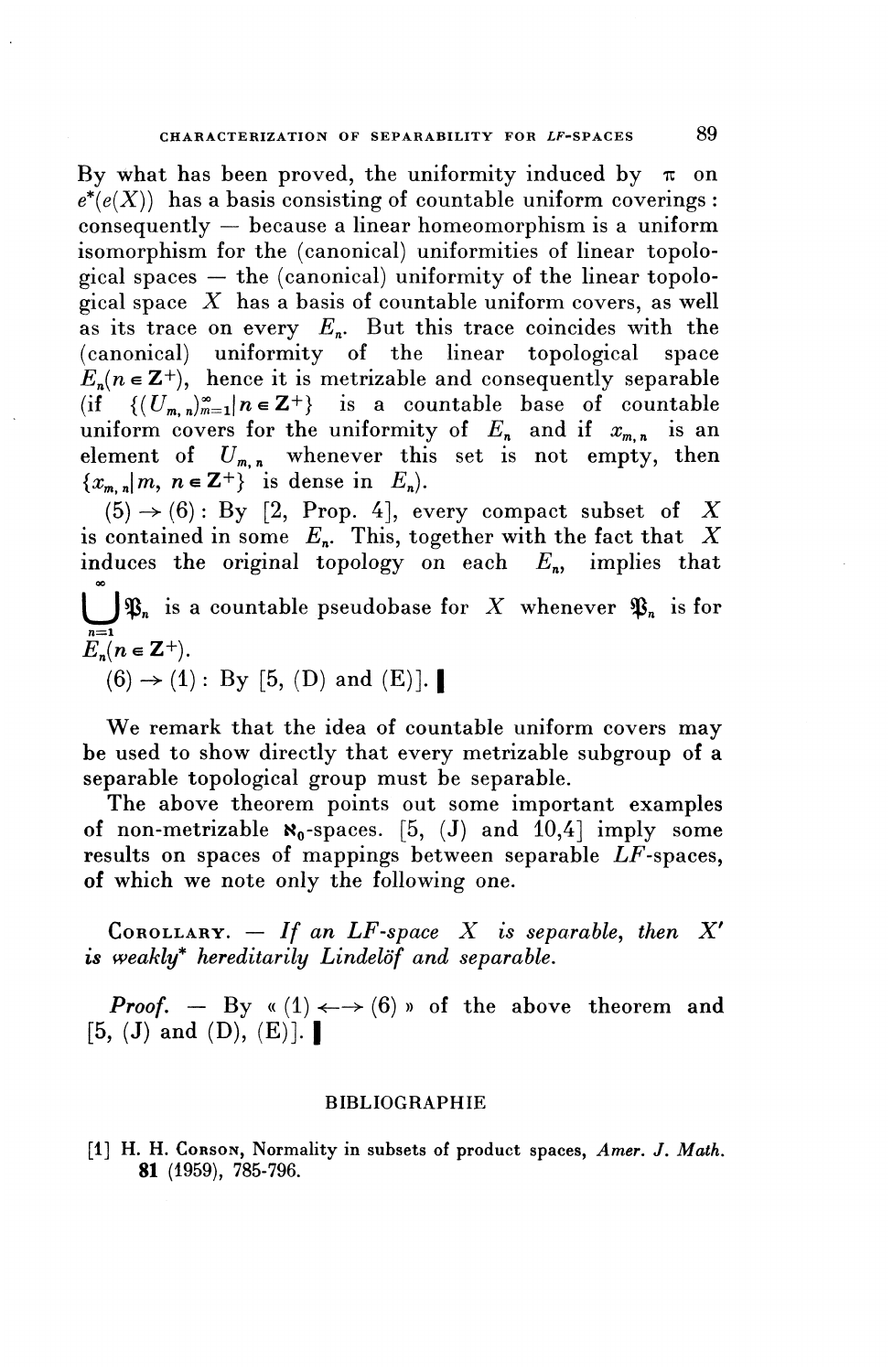By what has been proved, the uniformity induced by $\pi$ on $e^*(e(X))$ has a basis consisting of countable uniform coverings: consequently — because a linear homeomorphism is a uniform isomorphism for the (canonical) uniformities of linear topological spaces — the (canonical) uniformity of the linear topological space $X$ has a basis of countable uniform covers, as well as its trace on every $E_n$. But this trace coincides with the (canonical) uniformity of the linear topological space $E_n (n \in \mathbf{Z}^+)$, hence it is metrizable and consequently separable (if $\{(U_{m,n})_{m=1}^{\infty} | n \in \mathbf{Z}^+\}$ is a countable base of countable uniform covers for the uniformity of $E_n$ and if $x_{m,n}$ is an element of $U_{m,n}$ whenever this set is not empty, then $\{x_{m,n} | m, n \in \mathbf{Z}^+\}$ is dense in $E_n$).

(5) $\rightarrow$ (6) : By [2, Prop. 4], every compact subset of $X$ is contained in some $E_n$. This, together with the fact that $X$ induces the original topology on each $E_n$, implies that $\bigcup_{n=1}^{\infty} \mathfrak{P}_n$ is a countable pseudobase for $X$ whenever $\mathfrak{P}_n$ is for $E_n (n \in \mathbf{Z}^+)$.

(6) $\rightarrow$ (1) : By [5, (D) and (E)]. ▌

We remark that the idea of countable uniform covers may be used to show directly that every metrizable subgroup of a separable topological group must be separable.

The above theorem points out some important examples of non-metrizable $\aleph_0$-spaces. [5, (J) and 10,4] imply some results on spaces of mappings between separable *LF*-spaces, of which we note only the following one.

**Corollary.** — *If an LF-space $X$ is separable, then $X'$ is weakly\* hereditarily Lindelöf and separable.*

***Proof.*** — By « (1) $\longleftrightarrow$ (6) » of the above theorem and [5, (J) and (D), (E)]. ▌

## BIBLIOGRAPHIE

[1] H. H. Corson, Normality in subsets of product spaces, *Amer. J. Math.* **81** (1959), 785-796.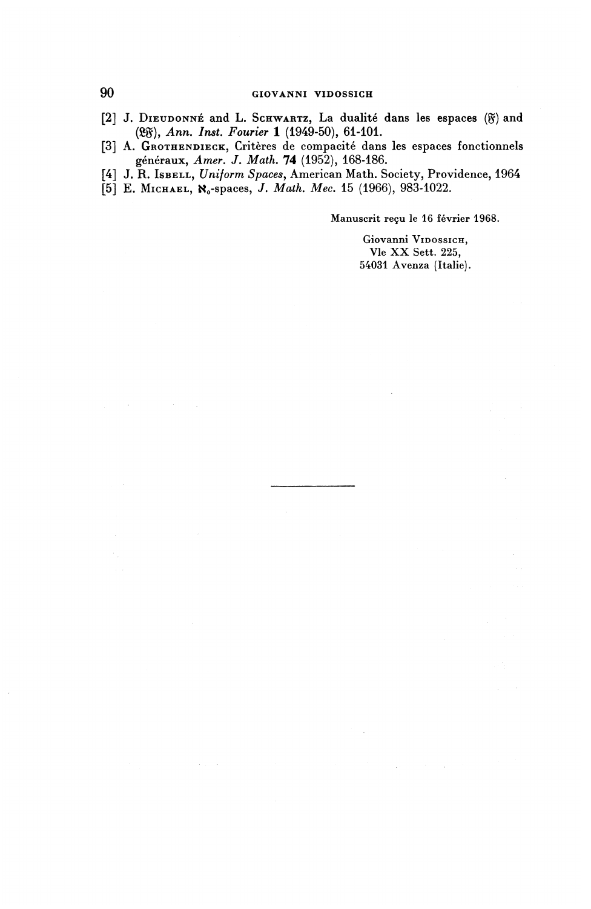[2] J. Dieudonné and L. Schwartz, La dualité dans les espaces ($\mathfrak{F}$) and ($\mathfrak{LF}$), *Ann. Inst. Fourier* **1** (1949-50), 61-101.

[3] A. Grothendieck, Critères de compacité dans les espaces fonctionnels généraux, *Amer. J. Math.* **74** (1952), 168-186.

[4] J. R. Isbell, *Uniform Spaces*, American Math. Society, Providence, 1964

[5] E. Michael, $\aleph_0$-spaces, *J. Math. Mec.* 15 (1966), 983-1022.

Manuscrit reçu le 16 février 1968.

Giovanni Vidossich,
Vle XX Sett. 225,
54031 Avenza (Italie).